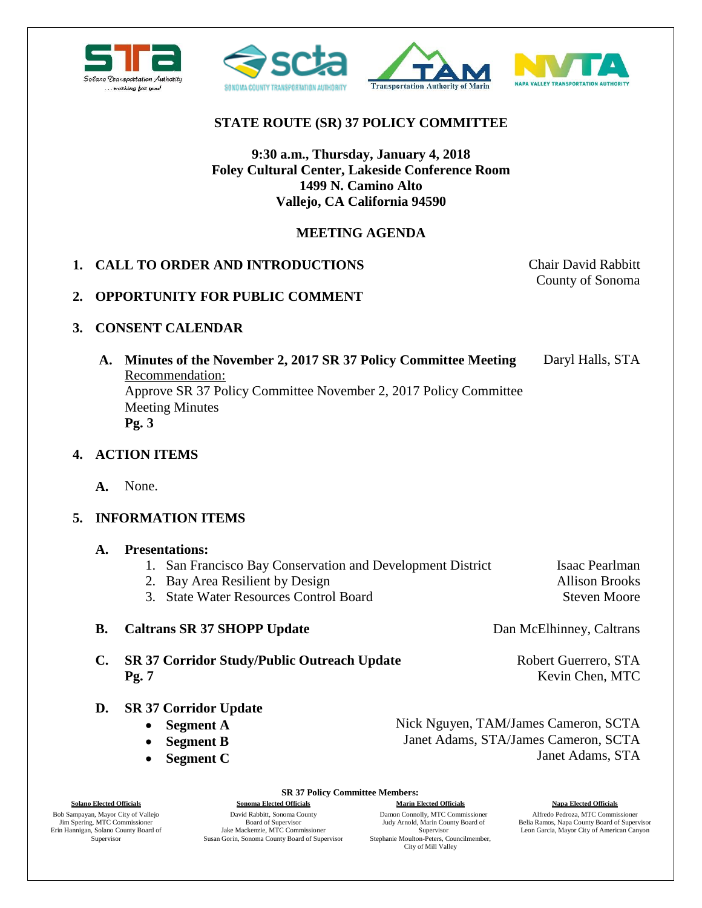# STATE ROUTE (SR) 37 POLICY COMMITTEE

**9:30 a.m., Thursday, January 4, 2018**
**Foley Cultural Center, Lakeside Conference Room**
**1499 N. Camino Alto**
**Vallejo, CA California 94590**

## MEETING AGENDA

**1. CALL TO ORDER AND INTRODUCTIONS** — Chair David Rabbitt, County of Sonoma

**2. OPPORTUNITY FOR PUBLIC COMMENT**

**3. CONSENT CALENDAR**

**A. Minutes of the November 2, 2017 SR 37 Policy Committee Meeting** — Daryl Halls, STA
Recommendation:
Approve SR 37 Policy Committee November 2, 2017 Policy Committee Meeting Minutes
**Pg. 3**

**4. ACTION ITEMS**

**A.** None.

**5. INFORMATION ITEMS**

**A. Presentations:**

1. San Francisco Bay Conservation and Development District — Isaac Pearlman
2. Bay Area Resilient by Design — Allison Brooks
3. State Water Resources Control Board — Steven Moore

**B. Caltrans SR 37 SHOPP Update** — Dan McElhinney, Caltrans

**C. SR 37 Corridor Study/Public Outreach Update** — Robert Guerrero, STA; Kevin Chen, MTC
**Pg. 7**

**D. SR 37 Corridor Update**

- **Segment A** — Nick Nguyen, TAM/James Cameron, SCTA
- **Segment B** — Janet Adams, STA/James Cameron, SCTA
- **Segment C** — Janet Adams, STA

**SR 37 Policy Committee Members:**

| Solano Elected Officials | Sonoma Elected Officials | Marin Elected Officials | Napa Elected Officials |
|---|---|---|---|
| Bob Sampayan, Mayor City of Vallejo<br>Jim Spering, MTC Commissioner<br>Erin Hannigan, Solano County Board of Supervisor | David Rabbitt, Sonoma County Board of Supervisor<br>Jake Mackenzie, MTC Commissioner<br>Susan Gorin, Sonoma County Board of Supervisor | Damon Connolly, MTC Commissioner<br>Judy Arnold, Marin County Board of Supervisor<br>Stephanie Moulton-Peters, Councilmember, City of Mill Valley | Alfredo Pedroza, MTC Commissioner<br>Belia Ramos, Napa County Board of Supervisor<br>Leon Garcia, Mayor City of American Canyon |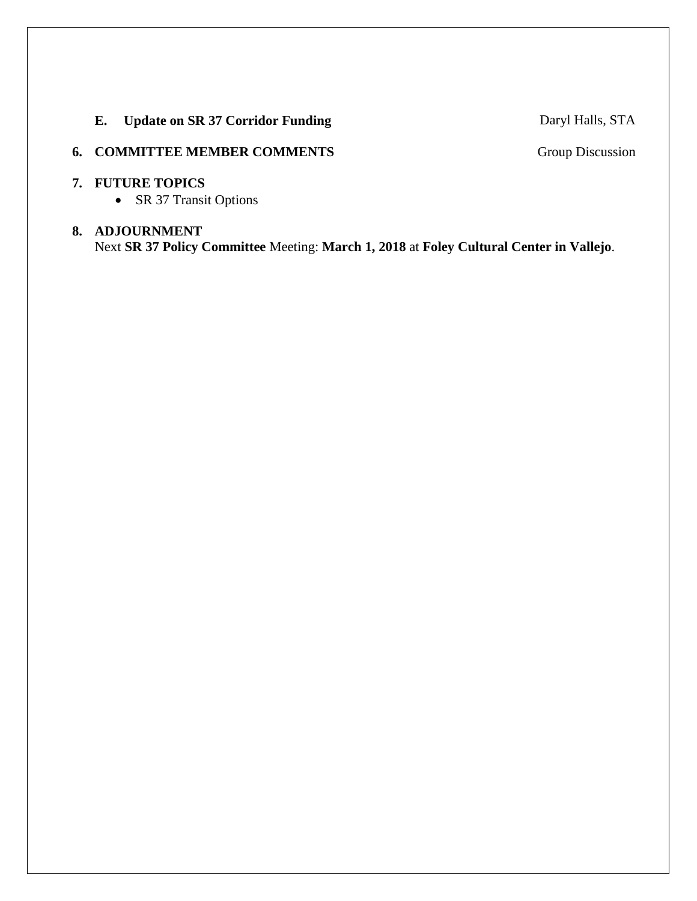**E. Update on SR 37 Corridor Funding** Daryl Halls, STA

**6. COMMITTEE MEMBER COMMENTS** Group Discussion

**7. FUTURE TOPICS**

- SR 37 Transit Options

**8. ADJOURNMENT**

Next **SR 37 Policy Committee** Meeting: **March 1, 2018** at **Foley Cultural Center in Vallejo**.